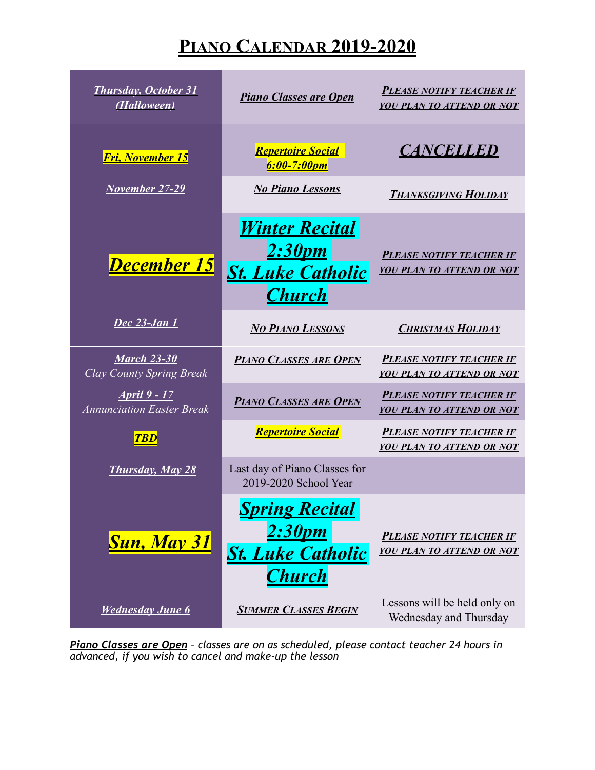# PIANO CALENDAR 2019-2020

| | | |
|---|---|---|
| ***Thursday, October 31 (Halloween)*** | ***Piano Classes are Open*** | ***PLEASE NOTIFY TEACHER IF YOU PLAN TO ATTEND OR NOT*** |
| ***Fri, November 15*** | ***Repertoire Social 6:00-7:00pm*** | ***CANCELLED*** |
| ***November 27-29*** | ***No Piano Lessons*** | ***THANKSGIVING HOLIDAY*** |
| ***December 15*** | ***Winter Recital 2:30pm St. Luke Catholic Church*** | ***PLEASE NOTIFY TEACHER IF YOU PLAN TO ATTEND OR NOT*** |
| ***Dec 23-Jan 1*** | ***NO PIANO LESSONS*** | ***CHRISTMAS HOLIDAY*** |
| ***March 23-30*** *Clay County Spring Break* | ***PIANO CLASSES ARE OPEN*** | ***PLEASE NOTIFY TEACHER IF YOU PLAN TO ATTEND OR NOT*** |
| ***April 9 - 17*** *Annunciation Easter Break* | ***PIANO CLASSES ARE OPEN*** | ***PLEASE NOTIFY TEACHER IF YOU PLAN TO ATTEND OR NOT*** |
| ***TBD*** | ***Repertoire Social*** | ***PLEASE NOTIFY TEACHER IF YOU PLAN TO ATTEND OR NOT*** |
| ***Thursday, May 28*** | Last day of Piano Classes for 2019-2020 School Year | |
| ***Sun, May 31*** | ***Spring Recital 2:30pm St. Luke Catholic Church*** | ***PLEASE NOTIFY TEACHER IF YOU PLAN TO ATTEND OR NOT*** |
| ***Wednesday June 6*** | ***SUMMER CLASSES BEGIN*** | Lessons will be held only on Wednesday and Thursday |

***Piano Classes are Open*** *- classes are on as scheduled, please contact teacher 24 hours in advanced, if you wish to cancel and make-up the lesson*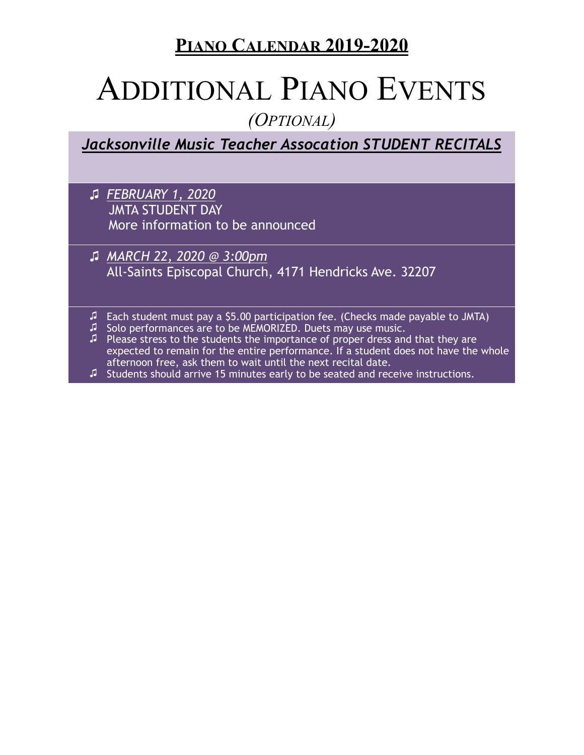## **Piano Calendar 2019-2020**

# Additional Piano Events

*(Optional)*

***Jacksonville Music Teacher Assocation STUDENT RECITALS***

- ♫ *FEBRUARY 1, 2020*
  JMTA STUDENT DAY
  More information to be announced

- ♫ *MARCH 22, 2020 @ 3:00pm*
  All-Saints Episcopal Church, 4171 Hendricks Ave. 32207

- ♫ Each student must pay a $5.00 participation fee. (Checks made payable to JMTA)
- ♫ Solo performances are to be MEMORIZED. Duets may use music.
- ♫ Please stress to the students the importance of proper dress and that they are expected to remain for the entire performance. If a student does not have the whole afternoon free, ask them to wait until the next recital date.
- ♫ Students should arrive 15 minutes early to be seated and receive instructions.